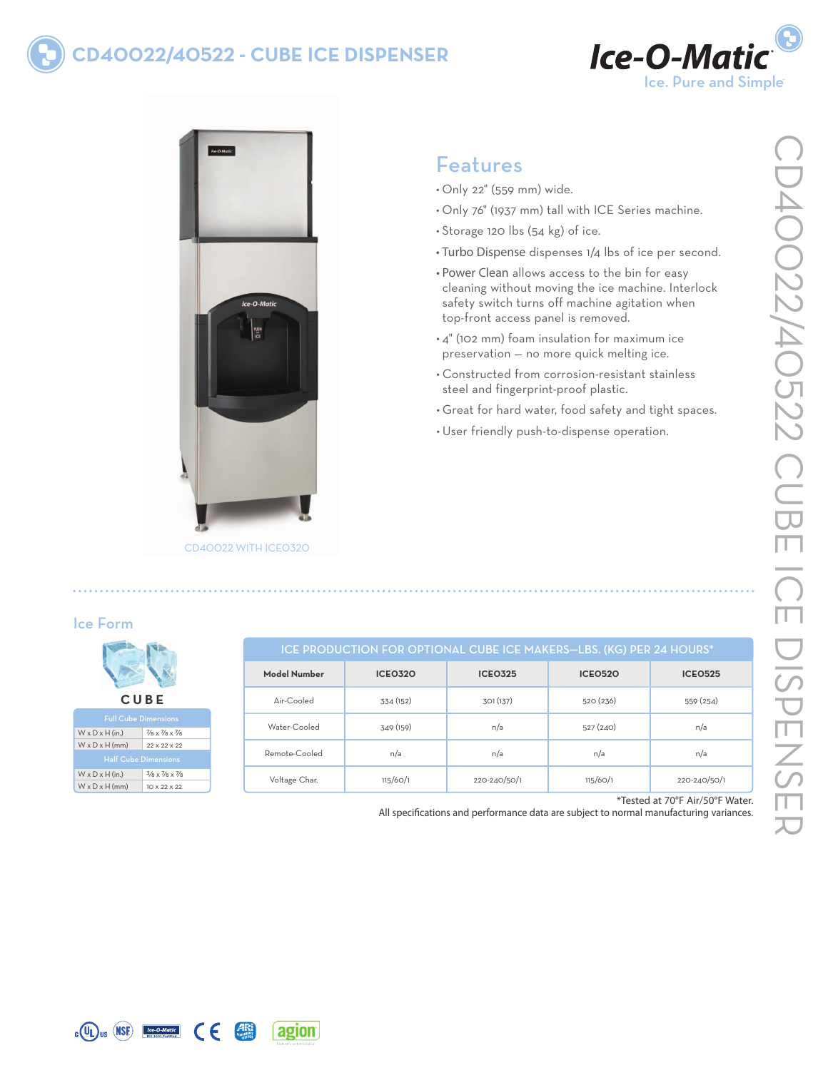# CD40022/40522 - CUBE ICE DISPENSER

Ice-O-Matic
Ice. Pure and Simple

CD40022 WITH ICEO320

## Features

- Only 22" (559 mm) wide.
- Only 76" (1937 mm) tall with ICE Series machine.
- Storage 120 lbs (54 kg) of ice.
- Turbo Dispense dispenses 1/4 lbs of ice per second.
- Power Clean allows access to the bin for easy cleaning without moving the ice machine. Interlock safety switch turns off machine agitation when top-front access panel is removed.
- 4" (102 mm) foam insulation for maximum ice preservation — no more quick melting ice.
- Constructed from corrosion-resistant stainless steel and fingerprint-proof plastic.
- Great for hard water, food safety and tight spaces.
- User friendly push-to-dispense operation.

## Ice Form

CUBE

| Full Cube Dimensions | |
|---|---|
| W x D x H (in.) | 7/8 x 7/8 x 7/8 |
| W x D x H (mm) | 22 x 22 x 22 |
| **Half Cube Dimensions** | |
| W x D x H (in.) | 3/8 x 7/8 x 7/8 |
| W x D x H (mm) | 10 x 22 x 22 |

**ICE PRODUCTION FOR OPTIONAL CUBE ICE MAKERS—LBS. (KG) PER 24 HOURS***

| Model Number | ICEO320 | ICEO325 | ICEO520 | ICEO525 |
|---|---|---|---|---|
| Air-Cooled | 334 (152) | 301 (137) | 520 (236) | 559 (254) |
| Water-Cooled | 349 (159) | n/a | 527 (240) | n/a |
| Remote-Cooled | n/a | n/a | n/a | n/a |
| Voltage Char. | 115/60/1 | 220-240/50/1 | 115/60/1 | 220-240/50/1 |

*Tested at 70°F Air/50°F Water.
All specifications and performance data are subject to normal manufacturing variances.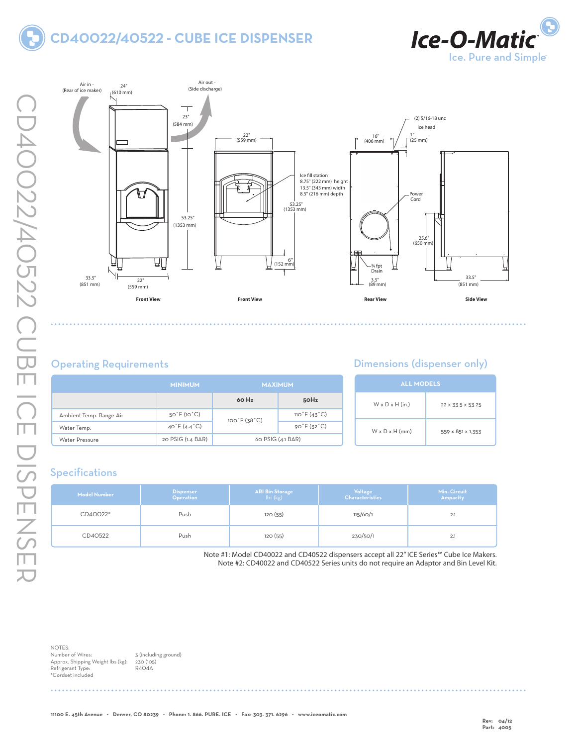# CD40022/40522 - CUBE ICE DISPENSER

Ice-O-Matic
Ice. Pure and Simple

Air in -
(Rear of ice maker)
24"
(610 mm)
Air out -
(Side discharge)
23"
(584 mm)
53.25"
(1353 mm)
33.5"
(851 mm)
22"
(559 mm)
Front View

22"
(559 mm)
Ice fill station
8.75" (222 mm) height
13.5" (343 mm) width
8.5" (216 mm) depth
53.25"
(1353 mm)
6"
(152 mm)
Front View

16"
(406 mm)
(2) 5/16-18 unc
Ice head
1"
(25 mm)
Power
Cord
¾ fpt
Drain
3.5"
(89 mm)
Rear View

25.6"
(650 mm)
33.5"
(851 mm)
Side View

## Operating Requirements

| | MINIMUM | MAXIMUM | |
|---|---|---|---|
| | | 60 Hz | 50Hz |
| Ambient Temp. Range Air | 50°F (10°C) | 100°F (38°C) | 110°F (43°C) |
| Water Temp. | 40°F (4.4°C) | | 90°F (32°C) |
| Water Pressure | 20 PSIG (1.4 BAR) | 60 PSIG (4.1 BAR) | |

## Dimensions (dispenser only)

| ALL MODELS | |
|---|---|
| W x D x H (in.) | 22 x 33.5 x 53.25 |
| W x D x H (mm) | 559 x 851 x 1,353 |

## Specifications

| Model Number | Dispenser Operation | ARI Bin Storage lbs (kg) | Voltage Characteristics | Min. Circuit Ampacity |
|---|---|---|---|---|
| CD40022* | Push | 120 (55) | 115/60/1 | 2.1 |
| CD40522 | Push | 120 (55) | 230/50/1 | 2.1 |

Note #1: Model CD40022 and CD40522 dispensers accept all 22" ICE Series™ Cube Ice Makers.
Note #2: CD40022 and CD40522 Series units do not require an Adaptor and Bin Level Kit.

NOTES:
Number of Wires: 3 (including ground)
Approx. Shipping Weight lbs (kg): 230 (105)
Refrigerant Type: R404A
*Cordset included

11100 E. 45th Avenue • Denver, CO 80239 • Phone: 1. 866. PURE. ICE • Fax: 303. 371. 6296 • www.iceomatic.com

Rev: 04/12
Part: 4005